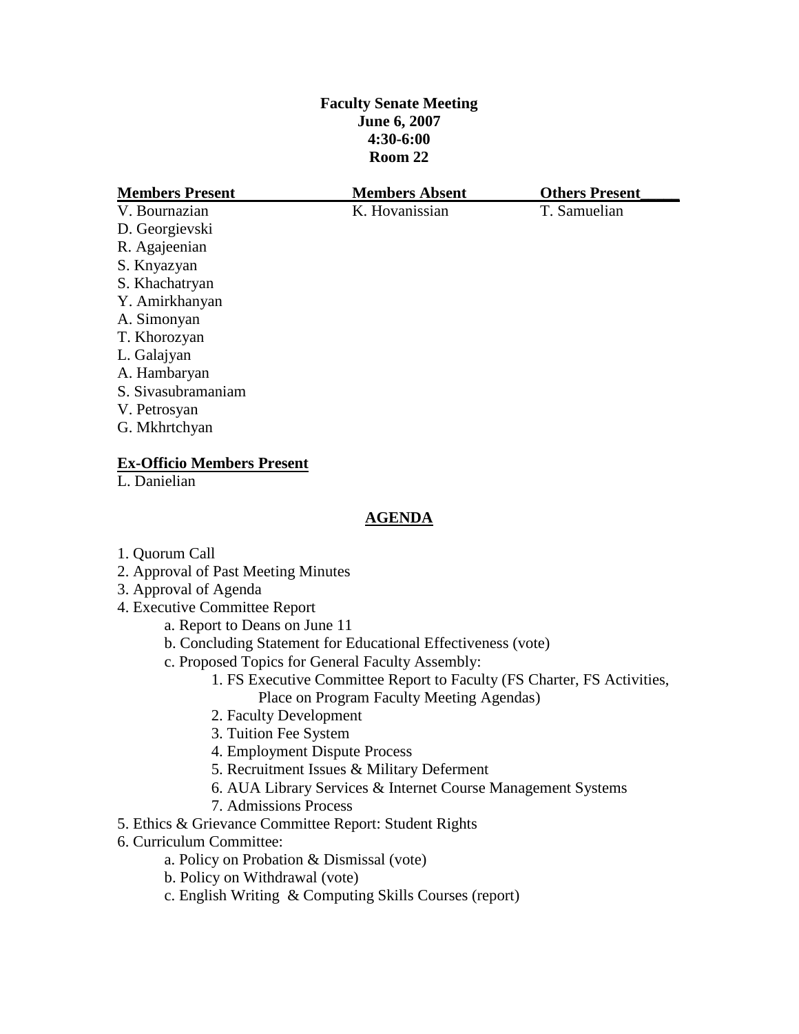**Faculty Senate Meeting**
**June 6, 2007**
**4:30-6:00**
**Room 22**

| **Members Present** | **Members Absent** | **Others Present** |
|---|---|---|
| V. Bournazian | K. Hovanissian | T. Samuelian |
| D. Georgievski | | |
| R. Agajeenian | | |
| S. Knyazyan | | |
| S. Khachatryan | | |
| Y. Amirkhanyan | | |
| A. Simonyan | | |
| T. Khorozyan | | |
| L. Galajyan | | |
| A. Hambaryan | | |
| S. Sivasubramaniam | | |
| V. Petrosyan | | |
| G. Mkhrtchyan | | |

**Ex-Officio Members Present**

L. Danielian

## AGENDA

1. Quorum Call
2. Approval of Past Meeting Minutes
3. Approval of Agenda
4. Executive Committee Report
    a. Report to Deans on June 11
    b. Concluding Statement for Educational Effectiveness (vote)
    c. Proposed Topics for General Faculty Assembly:
        1. FS Executive Committee Report to Faculty (FS Charter, FS Activities, Place on Program Faculty Meeting Agendas)
        2. Faculty Development
        3. Tuition Fee System
        4. Employment Dispute Process
        5. Recruitment Issues & Military Deferment
        6. AUA Library Services & Internet Course Management Systems
        7. Admissions Process
5. Ethics & Grievance Committee Report: Student Rights
6. Curriculum Committee:
    a. Policy on Probation & Dismissal (vote)
    b. Policy on Withdrawal (vote)
    c. English Writing & Computing Skills Courses (report)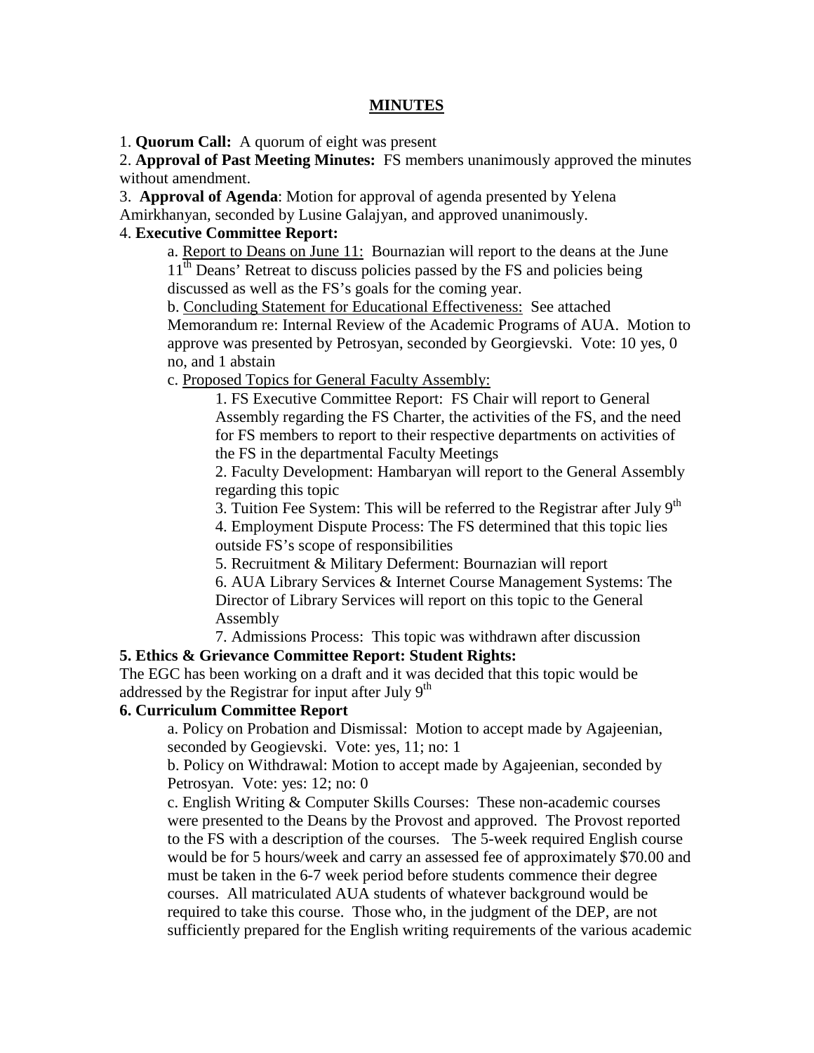## MINUTES

1. **Quorum Call:** A quorum of eight was present

2. **Approval of Past Meeting Minutes:** FS members unanimously approved the minutes without amendment.

3. **Approval of Agenda**: Motion for approval of agenda presented by Yelena Amirkhanyan, seconded by Lusine Galajyan, and approved unanimously.

4. **Executive Committee Report:**

   a. Report to Deans on June 11: Bournazian will report to the deans at the June 11th Deans' Retreat to discuss policies passed by the FS and policies being discussed as well as the FS's goals for the coming year.

   b. Concluding Statement for Educational Effectiveness: See attached Memorandum re: Internal Review of the Academic Programs of AUA. Motion to approve was presented by Petrosyan, seconded by Georgievski. Vote: 10 yes, 0 no, and 1 abstain

   c. Proposed Topics for General Faculty Assembly:

      1. FS Executive Committee Report: FS Chair will report to General Assembly regarding the FS Charter, the activities of the FS, and the need for FS members to report to their respective departments on activities of the FS in the departmental Faculty Meetings
      2. Faculty Development: Hambaryan will report to the General Assembly regarding this topic
      3. Tuition Fee System: This will be referred to the Registrar after July 9th
      4. Employment Dispute Process: The FS determined that this topic lies outside FS's scope of responsibilities
      5. Recruitment & Military Deferment: Bournazian will report
      6. AUA Library Services & Internet Course Management Systems: The Director of Library Services will report on this topic to the General Assembly
      7. Admissions Process: This topic was withdrawn after discussion

**5. Ethics & Grievance Committee Report: Student Rights:**

The EGC has been working on a draft and it was decided that this topic would be addressed by the Registrar for input after July 9th

**6. Curriculum Committee Report**

   a. Policy on Probation and Dismissal: Motion to accept made by Agajeenian, seconded by Geogievski. Vote: yes, 11; no: 1

   b. Policy on Withdrawal: Motion to accept made by Agajeenian, seconded by Petrosyan. Vote: yes: 12; no: 0

   c. English Writing & Computer Skills Courses: These non-academic courses were presented to the Deans by the Provost and approved. The Provost reported to the FS with a description of the courses. The 5-week required English course would be for 5 hours/week and carry an assessed fee of approximately $70.00 and must be taken in the 6-7 week period before students commence their degree courses. All matriculated AUA students of whatever background would be required to take this course. Those who, in the judgment of the DEP, are not sufficiently prepared for the English writing requirements of the various academic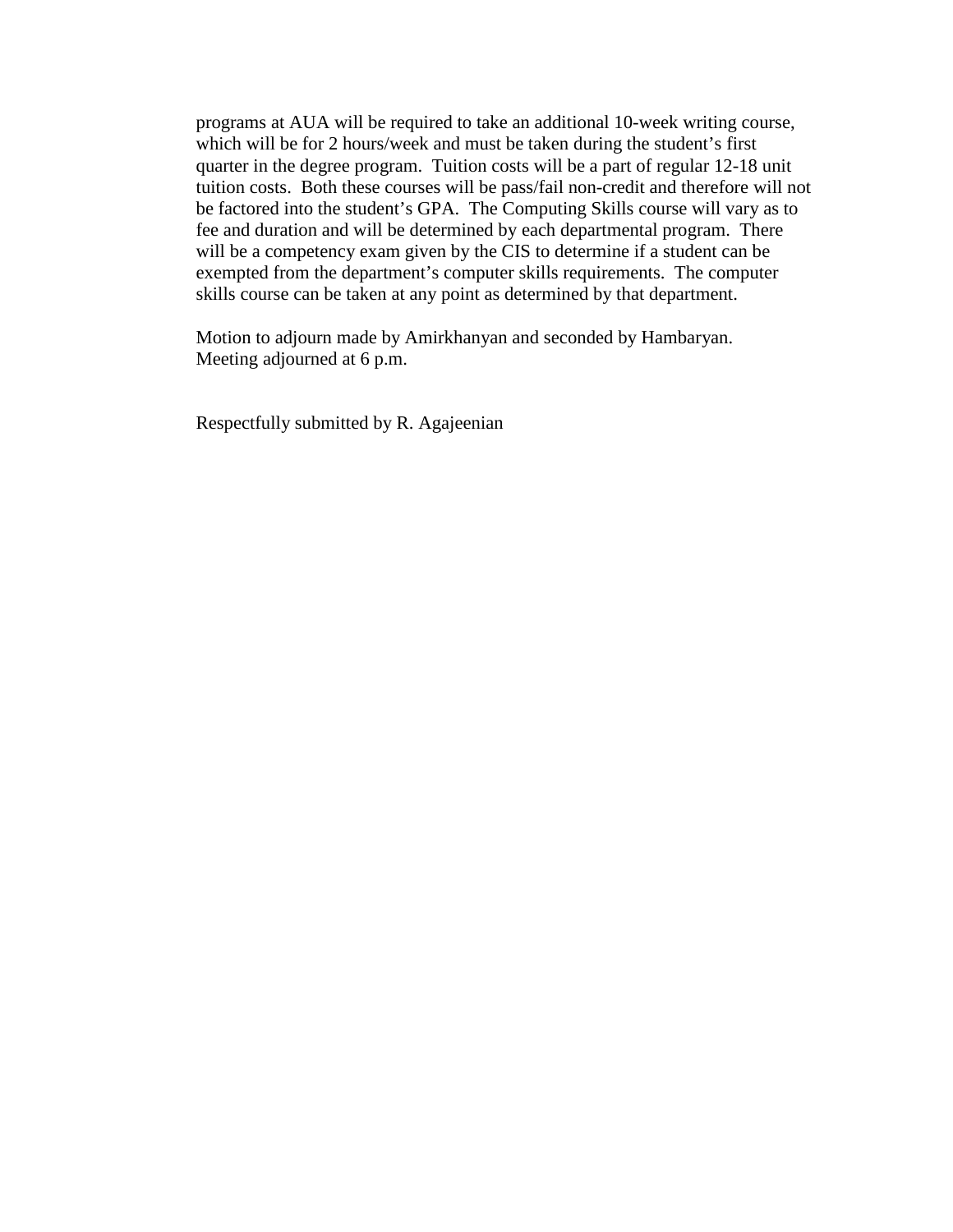programs at AUA will be required to take an additional 10-week writing course, which will be for 2 hours/week and must be taken during the student's first quarter in the degree program. Tuition costs will be a part of regular 12-18 unit tuition costs. Both these courses will be pass/fail non-credit and therefore will not be factored into the student's GPA. The Computing Skills course will vary as to fee and duration and will be determined by each departmental program. There will be a competency exam given by the CIS to determine if a student can be exempted from the department's computer skills requirements. The computer skills course can be taken at any point as determined by that department.

Motion to adjourn made by Amirkhanyan and seconded by Hambaryan.
Meeting adjourned at 6 p.m.

Respectfully submitted by R. Agajeenian